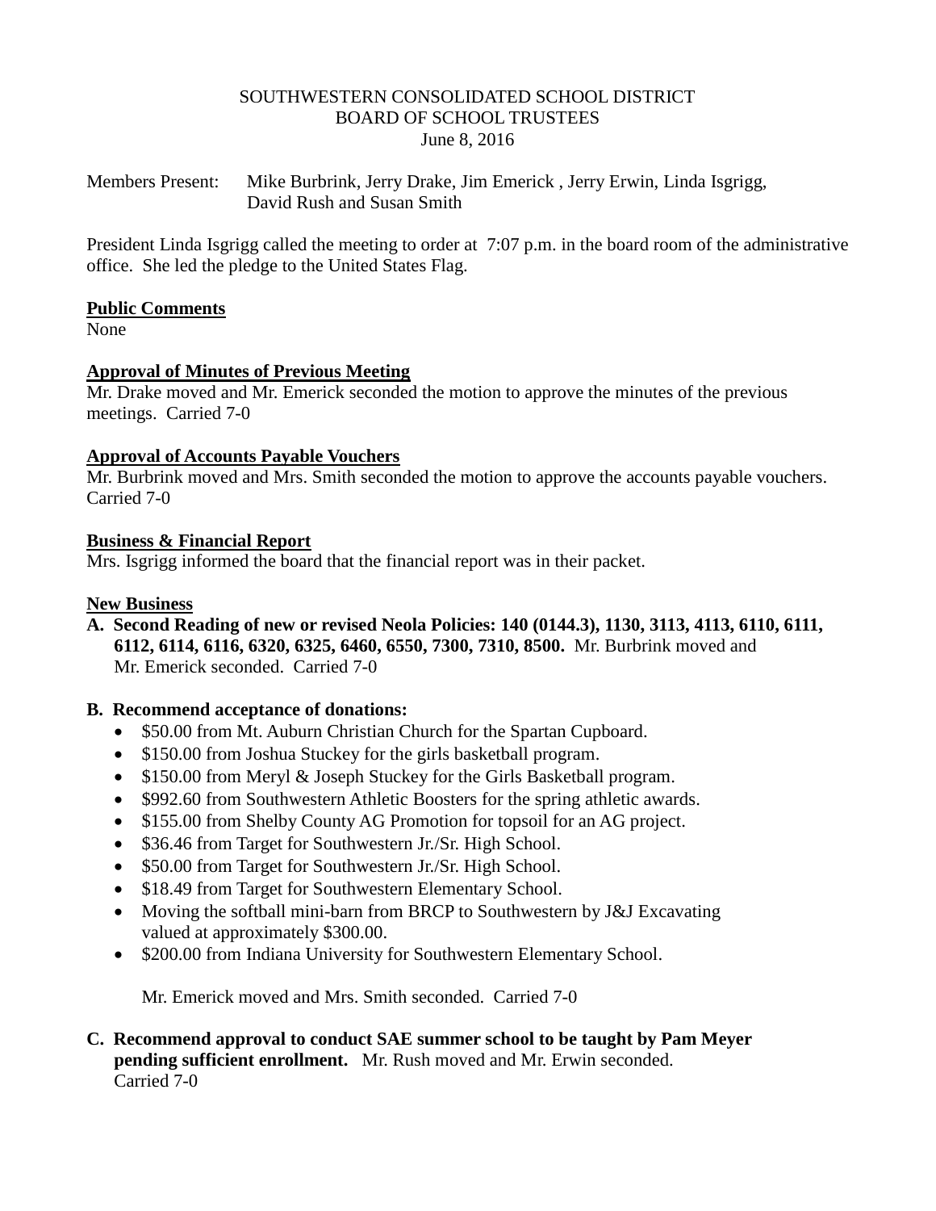SOUTHWESTERN CONSOLIDATED SCHOOL DISTRICT
BOARD OF SCHOOL TRUSTEES
June 8, 2016

Members Present: Mike Burbrink, Jerry Drake, Jim Emerick , Jerry Erwin, Linda Isgrigg, David Rush and Susan Smith

President Linda Isgrigg called the meeting to order at 7:07 p.m. in the board room of the administrative office. She led the pledge to the United States Flag.

**Public Comments**
None

**Approval of Minutes of Previous Meeting**
Mr. Drake moved and Mr. Emerick seconded the motion to approve the minutes of the previous meetings. Carried 7-0

**Approval of Accounts Payable Vouchers**
Mr. Burbrink moved and Mrs. Smith seconded the motion to approve the accounts payable vouchers. Carried 7-0

**Business & Financial Report**
Mrs. Isgrigg informed the board that the financial report was in their packet.

**New Business**

**A. Second Reading of new or revised Neola Policies: 140 (0144.3), 1130, 3113, 4113, 6110, 6111, 6112, 6114, 6116, 6320, 6325, 6460, 6550, 7300, 7310, 8500.** Mr. Burbrink moved and Mr. Emerick seconded. Carried 7-0

**B. Recommend acceptance of donations:**

- $50.00 from Mt. Auburn Christian Church for the Spartan Cupboard.
- $150.00 from Joshua Stuckey for the girls basketball program.
- $150.00 from Meryl & Joseph Stuckey for the Girls Basketball program.
- $992.60 from Southwestern Athletic Boosters for the spring athletic awards.
- $155.00 from Shelby County AG Promotion for topsoil for an AG project.
- $36.46 from Target for Southwestern Jr./Sr. High School.
- $50.00 from Target for Southwestern Jr./Sr. High School.
- $18.49 from Target for Southwestern Elementary School.
- Moving the softball mini-barn from BRCP to Southwestern by J&J Excavating valued at approximately $300.00.
- $200.00 from Indiana University for Southwestern Elementary School.

Mr. Emerick moved and Mrs. Smith seconded. Carried 7-0

**C. Recommend approval to conduct SAE summer school to be taught by Pam Meyer pending sufficient enrollment.** Mr. Rush moved and Mr. Erwin seconded. Carried 7-0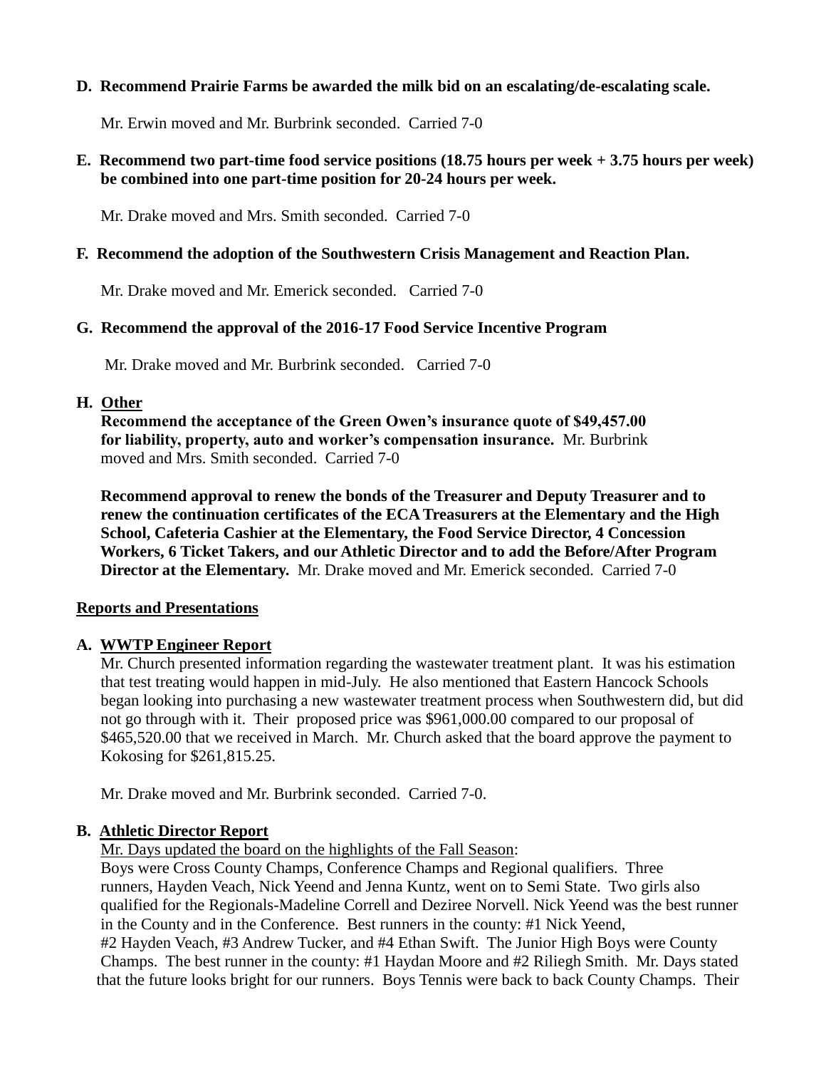**D. Recommend Prairie Farms be awarded the milk bid on an escalating/de-escalating scale.**

Mr. Erwin moved and Mr. Burbrink seconded. Carried 7-0

**E. Recommend two part-time food service positions (18.75 hours per week + 3.75 hours per week) be combined into one part-time position for 20-24 hours per week.**

Mr. Drake moved and Mrs. Smith seconded. Carried 7-0

**F. Recommend the adoption of the Southwestern Crisis Management and Reaction Plan.**

Mr. Drake moved and Mr. Emerick seconded. Carried 7-0

**G. Recommend the approval of the 2016-17 Food Service Incentive Program**

Mr. Drake moved and Mr. Burbrink seconded. Carried 7-0

**H. <u>Other</u>**

**Recommend the acceptance of the Green Owen's insurance quote of $49,457.00 for liability, property, auto and worker's compensation insurance.** Mr. Burbrink moved and Mrs. Smith seconded. Carried 7-0

**Recommend approval to renew the bonds of the Treasurer and Deputy Treasurer and to renew the continuation certificates of the ECA Treasurers at the Elementary and the High School, Cafeteria Cashier at the Elementary, the Food Service Director, 4 Concession Workers, 6 Ticket Takers, and our Athletic Director and to add the Before/After Program Director at the Elementary.** Mr. Drake moved and Mr. Emerick seconded. Carried 7-0

## <u>Reports and Presentations</u>

**A. <u>WWTP Engineer Report</u>**

Mr. Church presented information regarding the wastewater treatment plant. It was his estimation that test treating would happen in mid-July. He also mentioned that Eastern Hancock Schools began looking into purchasing a new wastewater treatment process when Southwestern did, but did not go through with it. Their proposed price was $961,000.00 compared to our proposal of $465,520.00 that we received in March. Mr. Church asked that the board approve the payment to Kokosing for $261,815.25.

Mr. Drake moved and Mr. Burbrink seconded. Carried 7-0.

**B. <u>Athletic Director Report</u>**

<u>Mr. Days updated the board on the highlights of the Fall Season</u>:
Boys were Cross County Champs, Conference Champs and Regional qualifiers. Three runners, Hayden Veach, Nick Yeend and Jenna Kuntz, went on to Semi State. Two girls also qualified for the Regionals-Madeline Correll and Deziree Norvell. Nick Yeend was the best runner in the County and in the Conference. Best runners in the county: #1 Nick Yeend, #2 Hayden Veach, #3 Andrew Tucker, and #4 Ethan Swift. The Junior High Boys were County Champs. The best runner in the county: #1 Haydan Moore and #2 Riliegh Smith. Mr. Days stated that the future looks bright for our runners. Boys Tennis were back to back County Champs. Their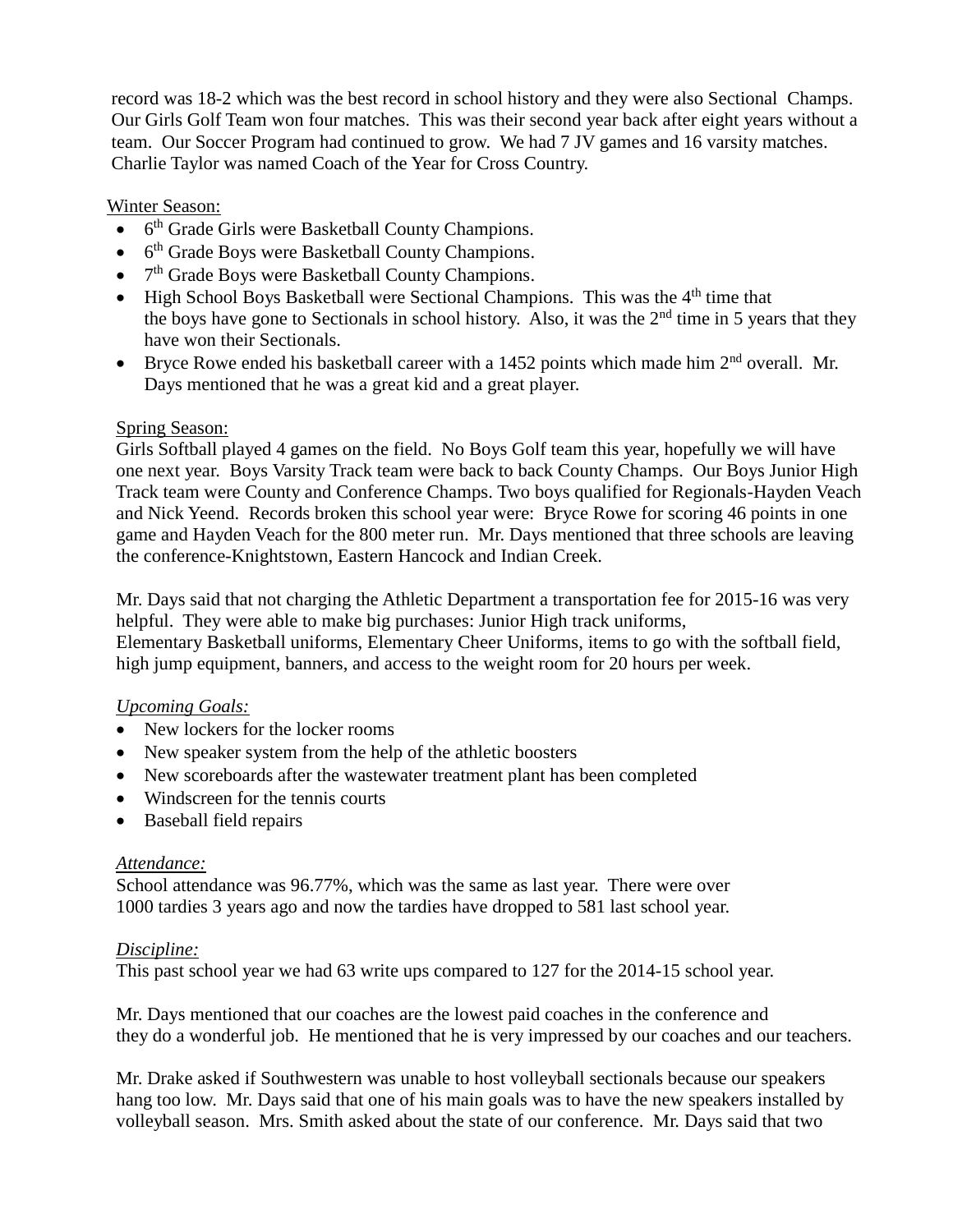record was 18-2 which was the best record in school history and they were also Sectional Champs. Our Girls Golf Team won four matches. This was their second year back after eight years without a team. Our Soccer Program had continued to grow. We had 7 JV games and 16 varsity matches. Charlie Taylor was named Coach of the Year for Cross Country.

Winter Season:

- 6th Grade Girls were Basketball County Champions.
- 6th Grade Boys were Basketball County Champions.
- 7th Grade Boys were Basketball County Champions.
- High School Boys Basketball were Sectional Champions. This was the 4th time that the boys have gone to Sectionals in school history. Also, it was the 2nd time in 5 years that they have won their Sectionals.
- Bryce Rowe ended his basketball career with a 1452 points which made him 2nd overall. Mr. Days mentioned that he was a great kid and a great player.

Spring Season:

Girls Softball played 4 games on the field. No Boys Golf team this year, hopefully we will have one next year. Boys Varsity Track team were back to back County Champs. Our Boys Junior High Track team were County and Conference Champs. Two boys qualified for Regionals-Hayden Veach and Nick Yeend. Records broken this school year were: Bryce Rowe for scoring 46 points in one game and Hayden Veach for the 800 meter run. Mr. Days mentioned that three schools are leaving the conference-Knightstown, Eastern Hancock and Indian Creek.

Mr. Days said that not charging the Athletic Department a transportation fee for 2015-16 was very helpful. They were able to make big purchases: Junior High track uniforms, Elementary Basketball uniforms, Elementary Cheer Uniforms, items to go with the softball field, high jump equipment, banners, and access to the weight room for 20 hours per week.

*Upcoming Goals:*

- New lockers for the locker rooms
- New speaker system from the help of the athletic boosters
- New scoreboards after the wastewater treatment plant has been completed
- Windscreen for the tennis courts
- Baseball field repairs

*Attendance:*

School attendance was 96.77%, which was the same as last year. There were over 1000 tardies 3 years ago and now the tardies have dropped to 581 last school year.

*Discipline:*

This past school year we had 63 write ups compared to 127 for the 2014-15 school year.

Mr. Days mentioned that our coaches are the lowest paid coaches in the conference and they do a wonderful job. He mentioned that he is very impressed by our coaches and our teachers.

Mr. Drake asked if Southwestern was unable to host volleyball sectionals because our speakers hang too low. Mr. Days said that one of his main goals was to have the new speakers installed by volleyball season. Mrs. Smith asked about the state of our conference. Mr. Days said that two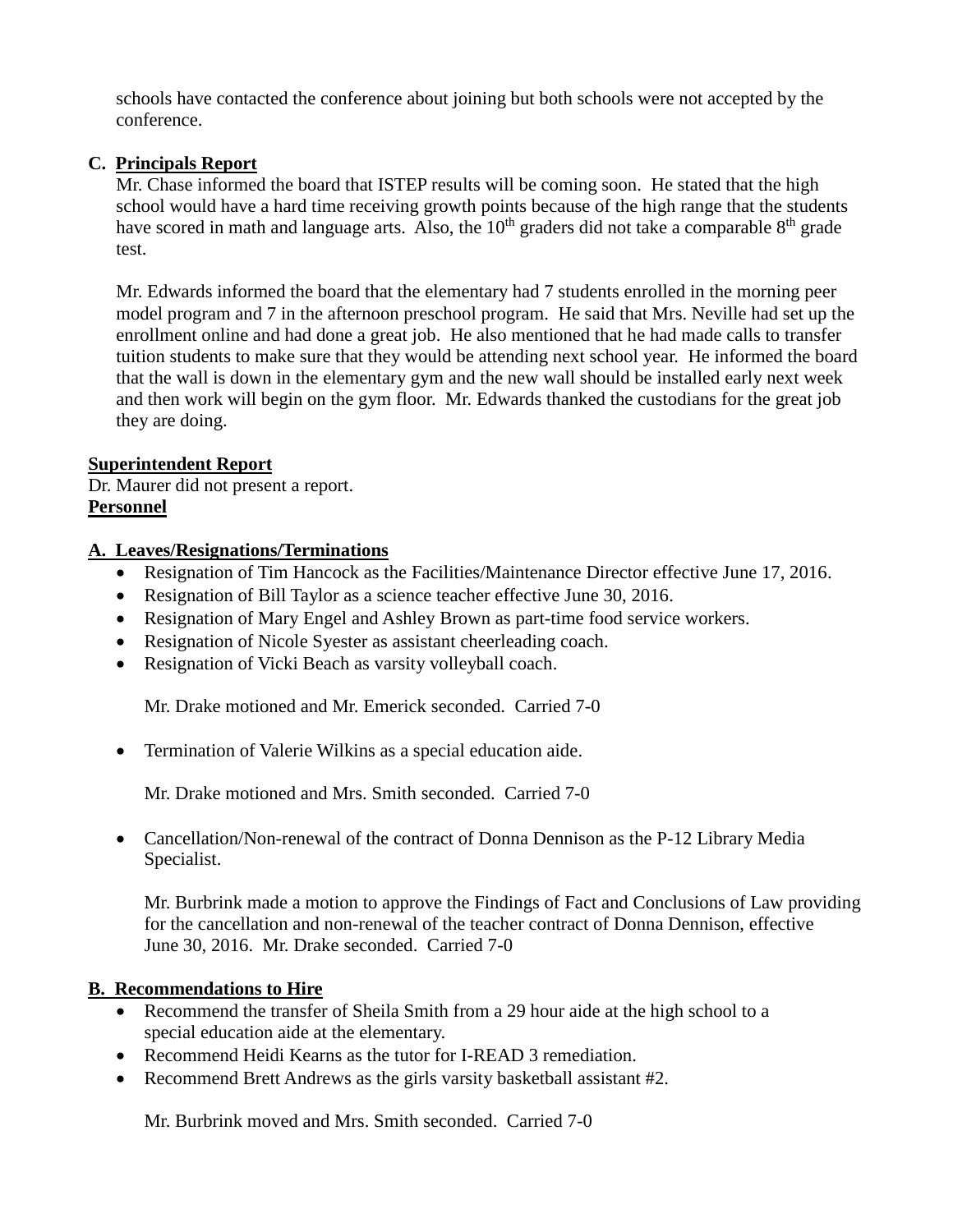schools have contacted the conference about joining but both schools were not accepted by the conference.

**C. Principals Report**

Mr. Chase informed the board that ISTEP results will be coming soon. He stated that the high school would have a hard time receiving growth points because of the high range that the students have scored in math and language arts. Also, the 10th graders did not take a comparable 8th grade test.

Mr. Edwards informed the board that the elementary had 7 students enrolled in the morning peer model program and 7 in the afternoon preschool program. He said that Mrs. Neville had set up the enrollment online and had done a great job. He also mentioned that he had made calls to transfer tuition students to make sure that they would be attending next school year. He informed the board that the wall is down in the elementary gym and the new wall should be installed early next week and then work will begin on the gym floor. Mr. Edwards thanked the custodians for the great job they are doing.

**Superintendent Report**

Dr. Maurer did not present a report.

**Personnel**

**A. Leaves/Resignations/Terminations**

- Resignation of Tim Hancock as the Facilities/Maintenance Director effective June 17, 2016.
- Resignation of Bill Taylor as a science teacher effective June 30, 2016.
- Resignation of Mary Engel and Ashley Brown as part-time food service workers.
- Resignation of Nicole Syester as assistant cheerleading coach.
- Resignation of Vicki Beach as varsity volleyball coach.

Mr. Drake motioned and Mr. Emerick seconded. Carried 7-0

- Termination of Valerie Wilkins as a special education aide.

Mr. Drake motioned and Mrs. Smith seconded. Carried 7-0

- Cancellation/Non-renewal of the contract of Donna Dennison as the P-12 Library Media Specialist.

Mr. Burbrink made a motion to approve the Findings of Fact and Conclusions of Law providing for the cancellation and non-renewal of the teacher contract of Donna Dennison, effective June 30, 2016. Mr. Drake seconded. Carried 7-0

**B. Recommendations to Hire**

- Recommend the transfer of Sheila Smith from a 29 hour aide at the high school to a special education aide at the elementary.
- Recommend Heidi Kearns as the tutor for I-READ 3 remediation.
- Recommend Brett Andrews as the girls varsity basketball assistant #2.

Mr. Burbrink moved and Mrs. Smith seconded. Carried 7-0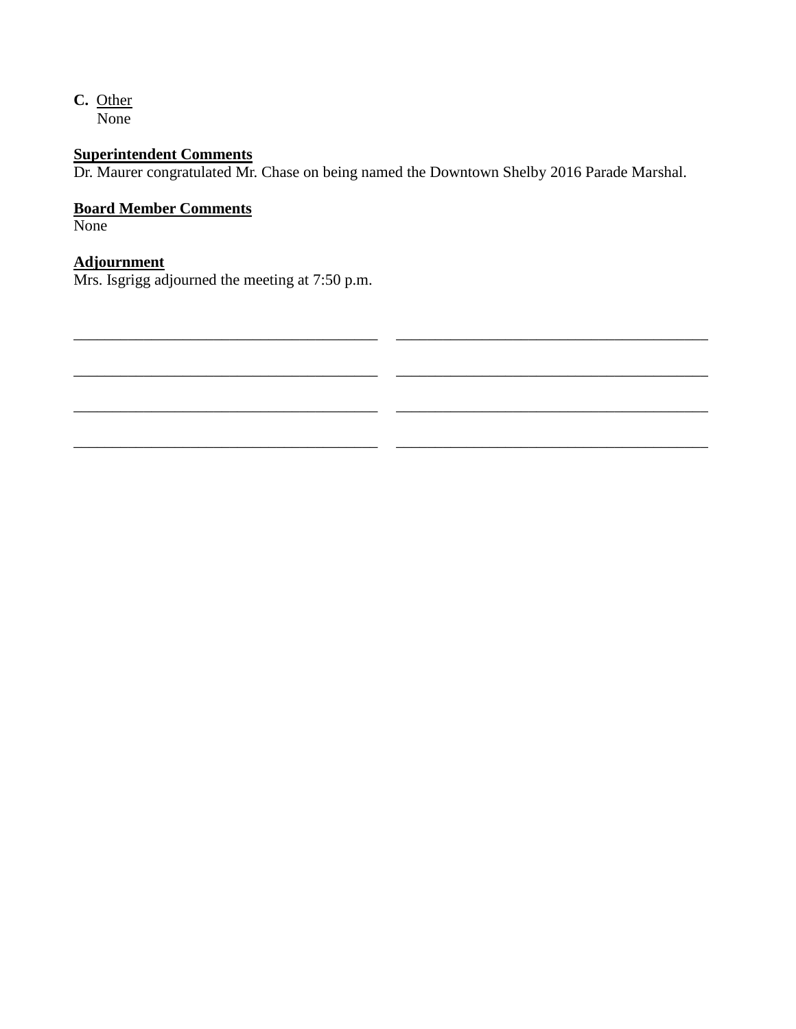**C.** Other
None

**Superintendent Comments**
Dr. Maurer congratulated Mr. Chase on being named the Downtown Shelby 2016 Parade Marshal.

**Board Member Comments**
None

**Adjournment**
Mrs. Isgrigg adjourned the meeting at 7:50 p.m.

| | |
|---|---|
| ________________________________________ | ________________________________________ |
| ________________________________________ | ________________________________________ |
| ________________________________________ | ________________________________________ |
| ________________________________________ | ________________________________________ |